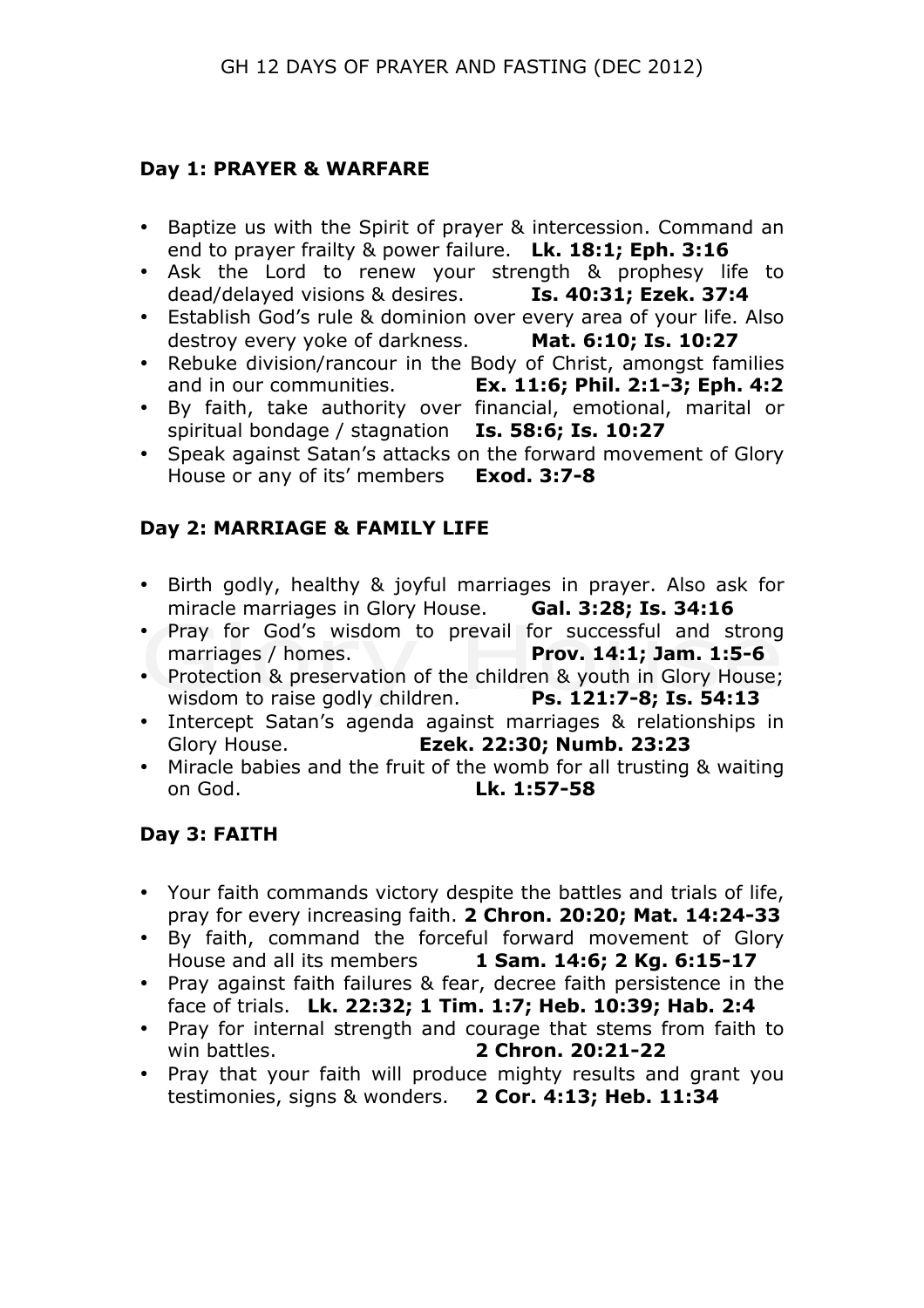# GH 12 DAYS OF PRAYER AND FASTING (DEC 2012)

**Day 1: PRAYER & WARFARE**

- Baptize us with the Spirit of prayer & intercession. Command an end to prayer frailty & power failure. **Lk. 18:1; Eph. 3:16**
- Ask the Lord to renew your strength & prophesy life to dead/delayed visions & desires. **Is. 40:31; Ezek. 37:4**
- Establish God's rule & dominion over every area of your life. Also destroy every yoke of darkness. **Mat. 6:10; Is. 10:27**
- Rebuke division/rancour in the Body of Christ, amongst families and in our communities. **Ex. 11:6; Phil. 2:1-3; Eph. 4:2**
- By faith, take authority over financial, emotional, marital or spiritual bondage / stagnation **Is. 58:6; Is. 10:27**
- Speak against Satan's attacks on the forward movement of Glory House or any of its' members **Exod. 3:7-8**

**Day 2: MARRIAGE & FAMILY LIFE**

- Birth godly, healthy & joyful marriages in prayer. Also ask for miracle marriages in Glory House. **Gal. 3:28; Is. 34:16**
- Pray for God's wisdom to prevail for successful and strong marriages / homes. **Prov. 14:1; Jam. 1:5-6**
- Protection & preservation of the children & youth in Glory House; wisdom to raise godly children. **Ps. 121:7-8; Is. 54:13**
- Intercept Satan's agenda against marriages & relationships in Glory House. **Ezek. 22:30; Numb. 23:23**
- Miracle babies and the fruit of the womb for all trusting & waiting on God. **Lk. 1:57-58**

**Day 3: FAITH**

- Your faith commands victory despite the battles and trials of life, pray for every increasing faith. **2 Chron. 20:20; Mat. 14:24-33**
- By faith, command the forceful forward movement of Glory House and all its members **1 Sam. 14:6; 2 Kg. 6:15-17**
- Pray against faith failures & fear, decree faith persistence in the face of trials. **Lk. 22:32; 1 Tim. 1:7; Heb. 10:39; Hab. 2:4**
- Pray for internal strength and courage that stems from faith to win battles. **2 Chron. 20:21-22**
- Pray that your faith will produce mighty results and grant you testimonies, signs & wonders. **2 Cor. 4:13; Heb. 11:34**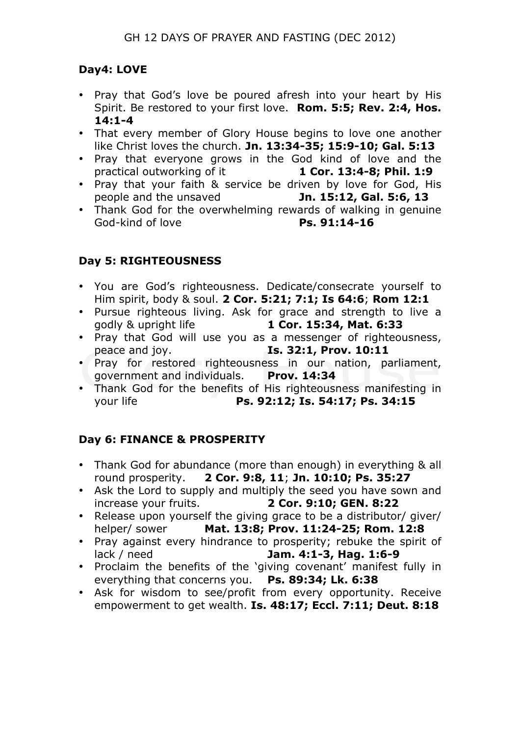## Day4: LOVE

- Pray that God's love be poured afresh into your heart by His Spirit. Be restored to your first love. **Rom. 5:5; Rev. 2:4, Hos. 14:1-4**
- That every member of Glory House begins to love one another like Christ loves the church. **Jn. 13:34-35; 15:9-10; Gal. 5:13**
- Pray that everyone grows in the God kind of love and the practical outworking of it **1 Cor. 13:4-8; Phil. 1:9**
- Pray that your faith & service be driven by love for God, His people and the unsaved **Jn. 15:12, Gal. 5:6, 13**
- Thank God for the overwhelming rewards of walking in genuine God-kind of love **Ps. 91:14-16**

## Day 5: RIGHTEOUSNESS

- You are God's righteousness. Dedicate/consecrate yourself to Him spirit, body & soul. **2 Cor. 5:21; 7:1; Is 64:6**; **Rom 12:1**
- Pursue righteous living. Ask for grace and strength to live a godly & upright life **1 Cor. 15:34, Mat. 6:33**
- Pray that God will use you as a messenger of righteousness, peace and joy. **Is. 32:1, Prov. 10:11**
- Pray for restored righteousness in our nation, parliament, government and individuals. **Prov. 14:34**
- Thank God for the benefits of His righteousness manifesting in your life **Ps. 92:12; Is. 54:17; Ps. 34:15**

## Day 6: FINANCE & PROSPERITY

- Thank God for abundance (more than enough) in everything & all round prosperity. **2 Cor. 9:8, 11**; **Jn. 10:10; Ps. 35:27**
- Ask the Lord to supply and multiply the seed you have sown and increase your fruits. **2 Cor. 9:10; GEN. 8:22**
- Release upon yourself the giving grace to be a distributor/ giver/ helper/ sower **Mat. 13:8; Prov. 11:24-25; Rom. 12:8**
- Pray against every hindrance to prosperity; rebuke the spirit of lack / need **Jam. 4:1-3, Hag. 1:6-9**
- Proclaim the benefits of the 'giving covenant' manifest fully in everything that concerns you. **Ps. 89:34; Lk. 6:38**
- Ask for wisdom to see/profit from every opportunity. Receive empowerment to get wealth. **Is. 48:17; Eccl. 7:11; Deut. 8:18**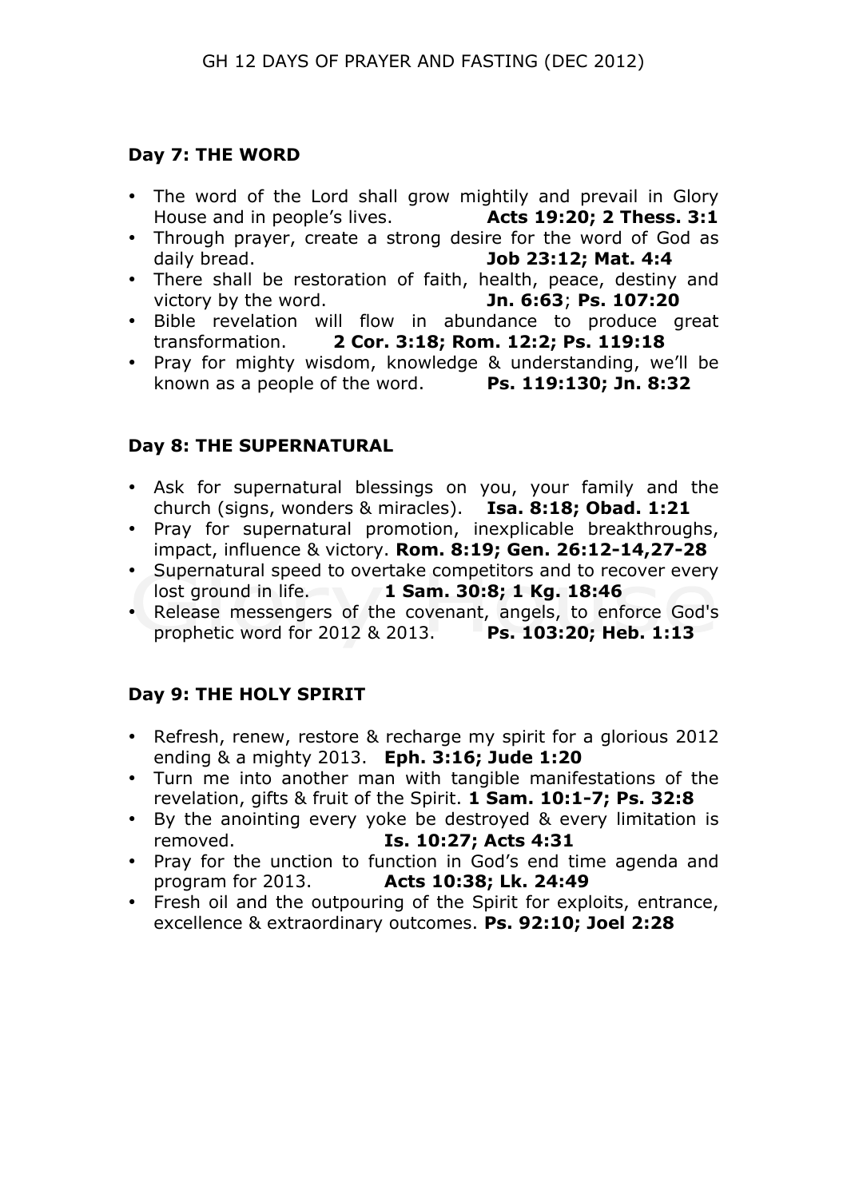**Day 7: THE WORD**

- The word of the Lord shall grow mightily and prevail in Glory House and in people's lives. **Acts 19:20; 2 Thess. 3:1**
- Through prayer, create a strong desire for the word of God as daily bread. **Job 23:12; Mat. 4:4**
- There shall be restoration of faith, health, peace, destiny and victory by the word. **Jn. 6:63**; **Ps. 107:20**
- Bible revelation will flow in abundance to produce great transformation. **2 Cor. 3:18; Rom. 12:2; Ps. 119:18**
- Pray for mighty wisdom, knowledge & understanding, we'll be known as a people of the word. **Ps. 119:130; Jn. 8:32**

**Day 8: THE SUPERNATURAL**

- Ask for supernatural blessings on you, your family and the church (signs, wonders & miracles). **Isa. 8:18; Obad. 1:21**
- Pray for supernatural promotion, inexplicable breakthroughs, impact, influence & victory. **Rom. 8:19; Gen. 26:12-14,27-28**
- Supernatural speed to overtake competitors and to recover every lost ground in life. **1 Sam. 30:8; 1 Kg. 18:46**
- Release messengers of the covenant, angels, to enforce God's prophetic word for 2012 & 2013. **Ps. 103:20; Heb. 1:13**

**Day 9: THE HOLY SPIRIT**

- Refresh, renew, restore & recharge my spirit for a glorious 2012 ending & a mighty 2013. **Eph. 3:16; Jude 1:20**
- Turn me into another man with tangible manifestations of the revelation, gifts & fruit of the Spirit. **1 Sam. 10:1-7; Ps. 32:8**
- By the anointing every yoke be destroyed & every limitation is removed. **Is. 10:27; Acts 4:31**
- Pray for the unction to function in God's end time agenda and program for 2013. **Acts 10:38; Lk. 24:49**
- Fresh oil and the outpouring of the Spirit for exploits, entrance, excellence & extraordinary outcomes. **Ps. 92:10; Joel 2:28**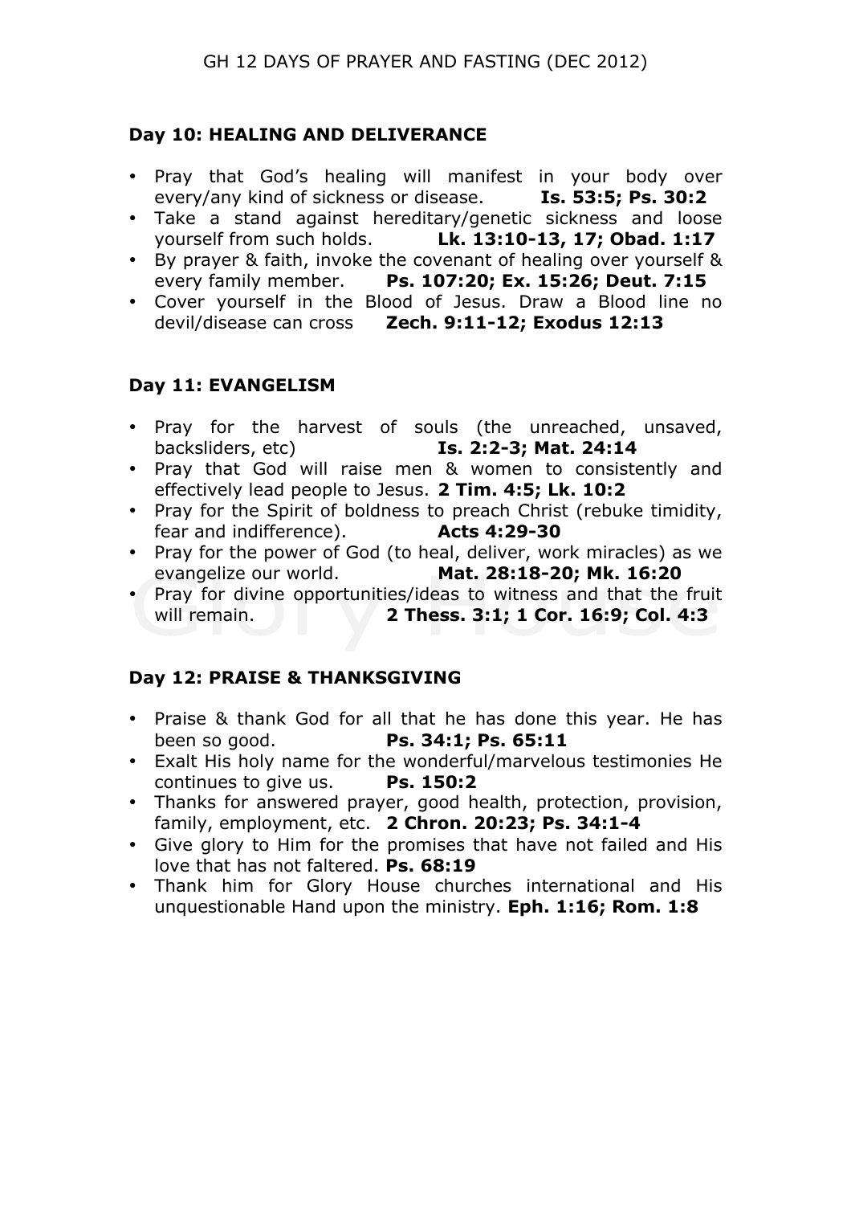**Day 10: HEALING AND DELIVERANCE**

- Pray that God's healing will manifest in your body over every/any kind of sickness or disease. **Is. 53:5; Ps. 30:2**
- Take a stand against hereditary/genetic sickness and loose yourself from such holds. **Lk. 13:10-13, 17; Obad. 1:17**
- By prayer & faith, invoke the covenant of healing over yourself & every family member. **Ps. 107:20; Ex. 15:26; Deut. 7:15**
- Cover yourself in the Blood of Jesus. Draw a Blood line no devil/disease can cross **Zech. 9:11-12; Exodus 12:13**

**Day 11: EVANGELISM**

- Pray for the harvest of souls (the unreached, unsaved, backsliders, etc) **Is. 2:2-3; Mat. 24:14**
- Pray that God will raise men & women to consistently and effectively lead people to Jesus. **2 Tim. 4:5; Lk. 10:2**
- Pray for the Spirit of boldness to preach Christ (rebuke timidity, fear and indifference). **Acts 4:29-30**
- Pray for the power of God (to heal, deliver, work miracles) as we evangelize our world. **Mat. 28:18-20; Mk. 16:20**
- Pray for divine opportunities/ideas to witness and that the fruit will remain. **2 Thess. 3:1; 1 Cor. 16:9; Col. 4:3**

**Day 12: PRAISE & THANKSGIVING**

- Praise & thank God for all that he has done this year. He has been so good. **Ps. 34:1; Ps. 65:11**
- Exalt His holy name for the wonderful/marvelous testimonies He continues to give us. **Ps. 150:2**
- Thanks for answered prayer, good health, protection, provision, family, employment, etc. **2 Chron. 20:23; Ps. 34:1-4**
- Give glory to Him for the promises that have not failed and His love that has not faltered. **Ps. 68:19**
- Thank him for Glory House churches international and His unquestionable Hand upon the ministry. **Eph. 1:16; Rom. 1:8**